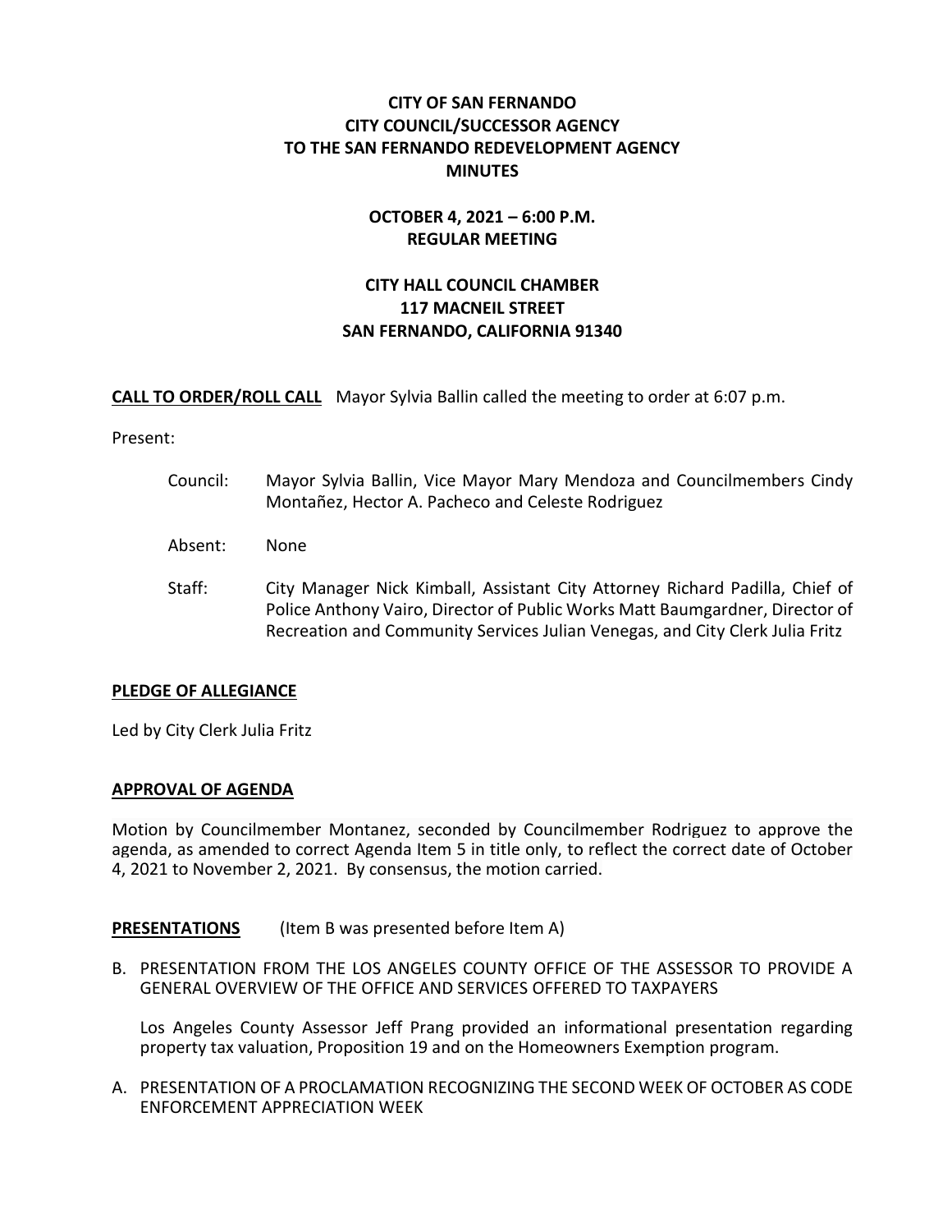# CITY OF SAN FERNANDO
# CITY COUNCIL/SUCCESSOR AGENCY
# TO THE SAN FERNANDO REDEVELOPMENT AGENCY
# MINUTES

## OCTOBER 4, 2021 – 6:00 P.M.
## REGULAR MEETING

## CITY HALL COUNCIL CHAMBER
## 117 MACNEIL STREET
## SAN FERNANDO, CALIFORNIA 91340

**CALL TO ORDER/ROLL CALL** Mayor Sylvia Ballin called the meeting to order at 6:07 p.m.

Present:

Council: Mayor Sylvia Ballin, Vice Mayor Mary Mendoza and Councilmembers Cindy Montañez, Hector A. Pacheco and Celeste Rodriguez

Absent: None

Staff: City Manager Nick Kimball, Assistant City Attorney Richard Padilla, Chief of Police Anthony Vairo, Director of Public Works Matt Baumgardner, Director of Recreation and Community Services Julian Venegas, and City Clerk Julia Fritz

**PLEDGE OF ALLEGIANCE**

Led by City Clerk Julia Fritz

**APPROVAL OF AGENDA**

Motion by Councilmember Montanez, seconded by Councilmember Rodriguez to approve the agenda, as amended to correct Agenda Item 5 in title only, to reflect the correct date of October 4, 2021 to November 2, 2021. By consensus, the motion carried.

**PRESENTATIONS** (Item B was presented before Item A)

B. PRESENTATION FROM THE LOS ANGELES COUNTY OFFICE OF THE ASSESSOR TO PROVIDE A GENERAL OVERVIEW OF THE OFFICE AND SERVICES OFFERED TO TAXPAYERS

Los Angeles County Assessor Jeff Prang provided an informational presentation regarding property tax valuation, Proposition 19 and on the Homeowners Exemption program.

A. PRESENTATION OF A PROCLAMATION RECOGNIZING THE SECOND WEEK OF OCTOBER AS CODE ENFORCEMENT APPRECIATION WEEK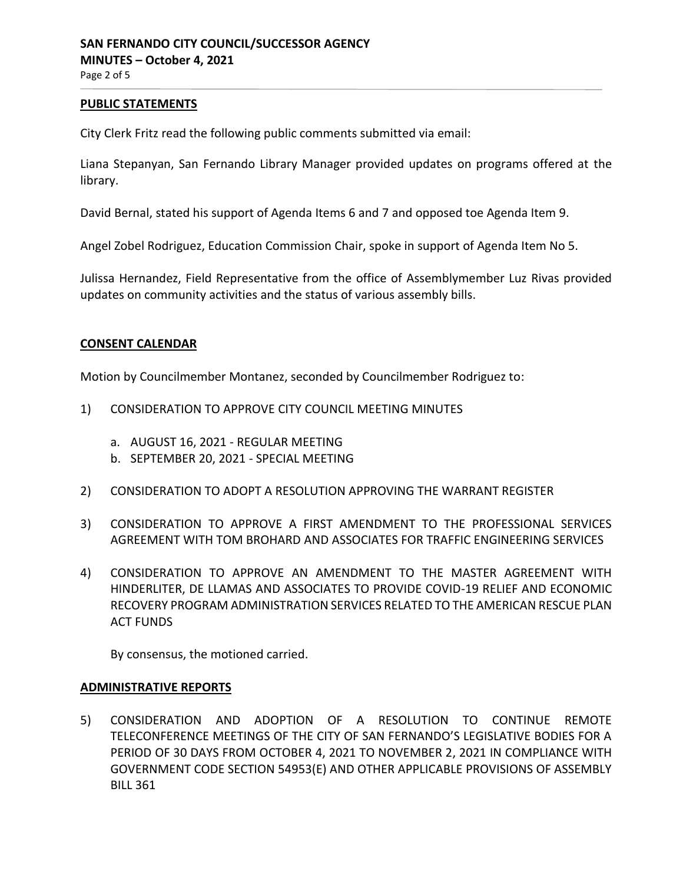## PUBLIC STATEMENTS

City Clerk Fritz read the following public comments submitted via email:

Liana Stepanyan, San Fernando Library Manager provided updates on programs offered at the library.

David Bernal, stated his support of Agenda Items 6 and 7 and opposed toe Agenda Item 9.

Angel Zobel Rodriguez, Education Commission Chair, spoke in support of Agenda Item No 5.

Julissa Hernandez, Field Representative from the office of Assemblymember Luz Rivas provided updates on community activities and the status of various assembly bills.

## CONSENT CALENDAR

Motion by Councilmember Montanez, seconded by Councilmember Rodriguez to:

1) CONSIDERATION TO APPROVE CITY COUNCIL MEETING MINUTES

   a. AUGUST 16, 2021 - REGULAR MEETING
   b. SEPTEMBER 20, 2021 - SPECIAL MEETING

2) CONSIDERATION TO ADOPT A RESOLUTION APPROVING THE WARRANT REGISTER

3) CONSIDERATION TO APPROVE A FIRST AMENDMENT TO THE PROFESSIONAL SERVICES AGREEMENT WITH TOM BROHARD AND ASSOCIATES FOR TRAFFIC ENGINEERING SERVICES

4) CONSIDERATION TO APPROVE AN AMENDMENT TO THE MASTER AGREEMENT WITH HINDERLITER, DE LLAMAS AND ASSOCIATES TO PROVIDE COVID-19 RELIEF AND ECONOMIC RECOVERY PROGRAM ADMINISTRATION SERVICES RELATED TO THE AMERICAN RESCUE PLAN ACT FUNDS

   By consensus, the motioned carried.

## ADMINISTRATIVE REPORTS

5) CONSIDERATION AND ADOPTION OF A RESOLUTION TO CONTINUE REMOTE TELECONFERENCE MEETINGS OF THE CITY OF SAN FERNANDO'S LEGISLATIVE BODIES FOR A PERIOD OF 30 DAYS FROM OCTOBER 4, 2021 TO NOVEMBER 2, 2021 IN COMPLIANCE WITH GOVERNMENT CODE SECTION 54953(E) AND OTHER APPLICABLE PROVISIONS OF ASSEMBLY BILL 361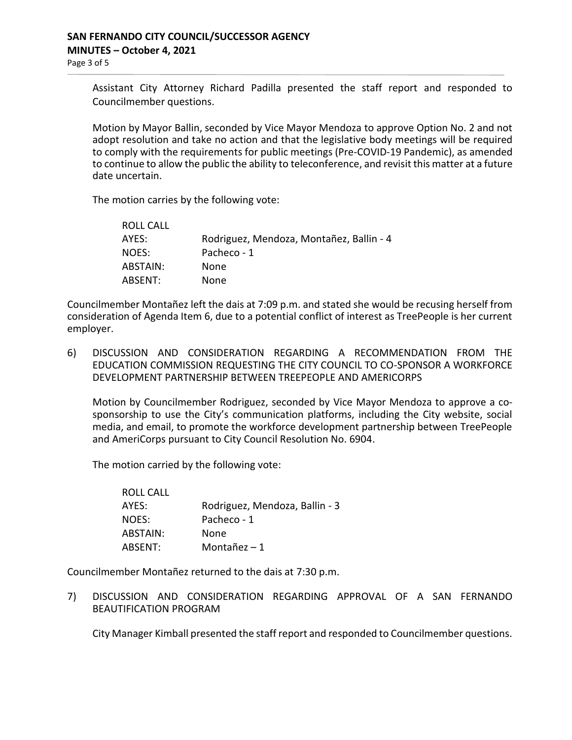Assistant City Attorney Richard Padilla presented the staff report and responded to Councilmember questions.

Motion by Mayor Ballin, seconded by Vice Mayor Mendoza to approve Option No. 2 and not adopt resolution and take no action and that the legislative body meetings will be required to comply with the requirements for public meetings (Pre-COVID-19 Pandemic), as amended to continue to allow the public the ability to teleconference, and revisit this matter at a future date uncertain.

The motion carries by the following vote:

| ROLL CALL | |
|---|---|
| AYES: | Rodriguez, Mendoza, Montañez, Ballin - 4 |
| NOES: | Pacheco - 1 |
| ABSTAIN: | None |
| ABSENT: | None |

Councilmember Montañez left the dais at 7:09 p.m. and stated she would be recusing herself from consideration of Agenda Item 6, due to a potential conflict of interest as TreePeople is her current employer.

6) DISCUSSION AND CONSIDERATION REGARDING A RECOMMENDATION FROM THE EDUCATION COMMISSION REQUESTING THE CITY COUNCIL TO CO-SPONSOR A WORKFORCE DEVELOPMENT PARTNERSHIP BETWEEN TREEPEOPLE AND AMERICORPS

Motion by Councilmember Rodriguez, seconded by Vice Mayor Mendoza to approve a co-sponsorship to use the City's communication platforms, including the City website, social media, and email, to promote the workforce development partnership between TreePeople and AmeriCorps pursuant to City Council Resolution No. 6904.

The motion carried by the following vote:

| ROLL CALL | |
|---|---|
| AYES: | Rodriguez, Mendoza, Ballin - 3 |
| NOES: | Pacheco - 1 |
| ABSTAIN: | None |
| ABSENT: | Montañez – 1 |

Councilmember Montañez returned to the dais at 7:30 p.m.

7) DISCUSSION AND CONSIDERATION REGARDING APPROVAL OF A SAN FERNANDO BEAUTIFICATION PROGRAM

City Manager Kimball presented the staff report and responded to Councilmember questions.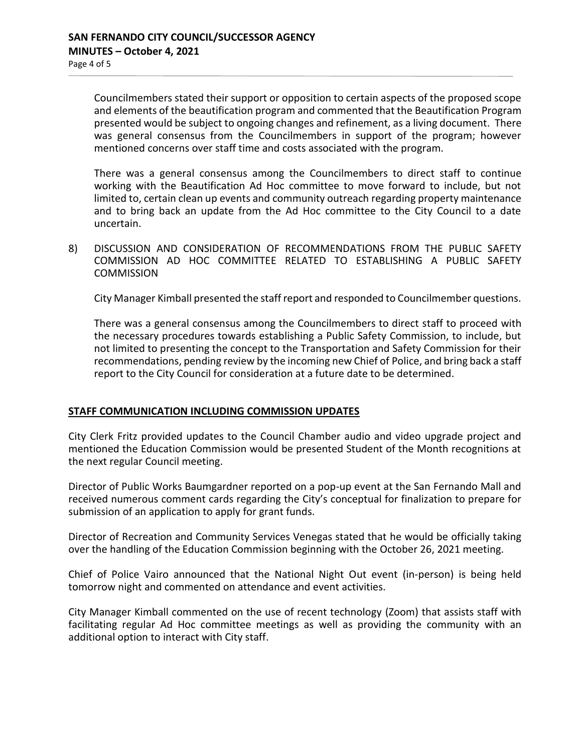Councilmembers stated their support or opposition to certain aspects of the proposed scope and elements of the beautification program and commented that the Beautification Program presented would be subject to ongoing changes and refinement, as a living document. There was general consensus from the Councilmembers in support of the program; however mentioned concerns over staff time and costs associated with the program.

There was a general consensus among the Councilmembers to direct staff to continue working with the Beautification Ad Hoc committee to move forward to include, but not limited to, certain clean up events and community outreach regarding property maintenance and to bring back an update from the Ad Hoc committee to the City Council to a date uncertain.

8) DISCUSSION AND CONSIDERATION OF RECOMMENDATIONS FROM THE PUBLIC SAFETY COMMISSION AD HOC COMMITTEE RELATED TO ESTABLISHING A PUBLIC SAFETY COMMISSION

City Manager Kimball presented the staff report and responded to Councilmember questions.

There was a general consensus among the Councilmembers to direct staff to proceed with the necessary procedures towards establishing a Public Safety Commission, to include, but not limited to presenting the concept to the Transportation and Safety Commission for their recommendations, pending review by the incoming new Chief of Police, and bring back a staff report to the City Council for consideration at a future date to be determined.

## STAFF COMMUNICATION INCLUDING COMMISSION UPDATES

City Clerk Fritz provided updates to the Council Chamber audio and video upgrade project and mentioned the Education Commission would be presented Student of the Month recognitions at the next regular Council meeting.

Director of Public Works Baumgardner reported on a pop-up event at the San Fernando Mall and received numerous comment cards regarding the City's conceptual for finalization to prepare for submission of an application to apply for grant funds.

Director of Recreation and Community Services Venegas stated that he would be officially taking over the handling of the Education Commission beginning with the October 26, 2021 meeting.

Chief of Police Vairo announced that the National Night Out event (in-person) is being held tomorrow night and commented on attendance and event activities.

City Manager Kimball commented on the use of recent technology (Zoom) that assists staff with facilitating regular Ad Hoc committee meetings as well as providing the community with an additional option to interact with City staff.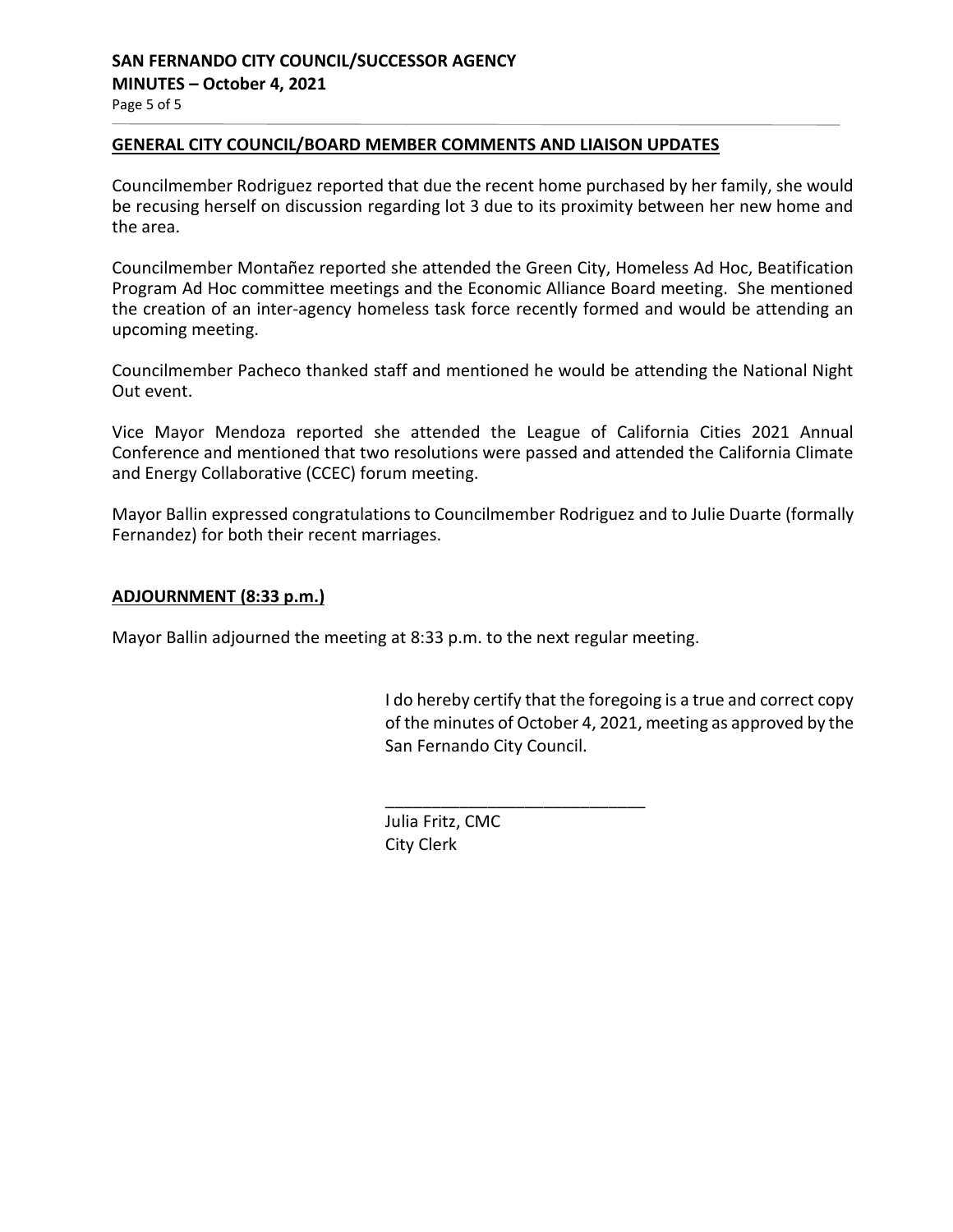**GENERAL CITY COUNCIL/BOARD MEMBER COMMENTS AND LIAISON UPDATES**

Councilmember Rodriguez reported that due the recent home purchased by her family, she would be recusing herself on discussion regarding lot 3 due to its proximity between her new home and the area.

Councilmember Montañez reported she attended the Green City, Homeless Ad Hoc, Beatification Program Ad Hoc committee meetings and the Economic Alliance Board meeting. She mentioned the creation of an inter-agency homeless task force recently formed and would be attending an upcoming meeting.

Councilmember Pacheco thanked staff and mentioned he would be attending the National Night Out event.

Vice Mayor Mendoza reported she attended the League of California Cities 2021 Annual Conference and mentioned that two resolutions were passed and attended the California Climate and Energy Collaborative (CCEC) forum meeting.

Mayor Ballin expressed congratulations to Councilmember Rodriguez and to Julie Duarte (formally Fernandez) for both their recent marriages.

**ADJOURNMENT (8:33 p.m.)**

Mayor Ballin adjourned the meeting at 8:33 p.m. to the next regular meeting.

I do hereby certify that the foregoing is a true and correct copy of the minutes of October 4, 2021, meeting as approved by the San Fernando City Council.

___________________________

Julia Fritz, CMC
City Clerk